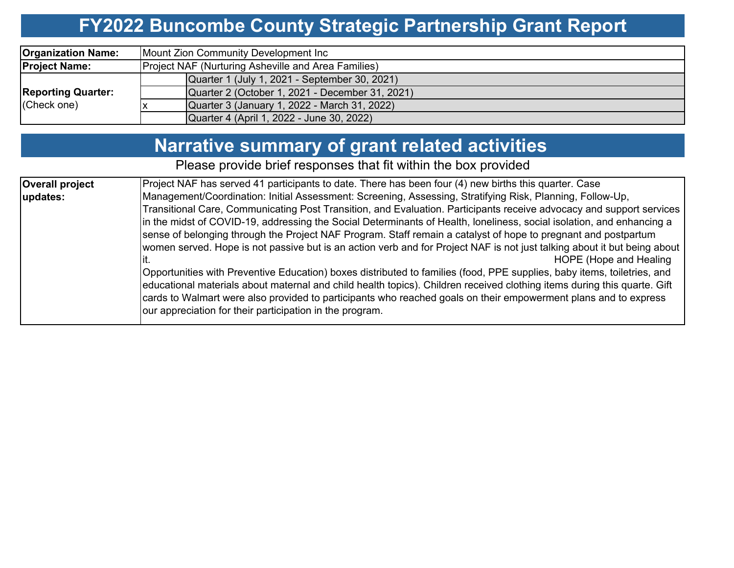# FY2022 Buncombe County Strategic Partnership Grant Report

| | | |
|---|---|---|
| **Organization Name:** | Mount Zion Community Development Inc | |
| **Project Name:** | Project NAF (Nurturing Asheville and Area Families) | |
| **Reporting Quarter:** (Check one) | | Quarter 1 (July 1, 2021 - September 30, 2021) |
| | | Quarter 2 (October 1, 2021 - December 31, 2021) |
| | x | Quarter 3 (January 1, 2022 - March 31, 2022) |
| | | Quarter 4 (April 1, 2022 - June 30, 2022) |

## Narrative summary of grant related activities

Please provide brief responses that fit within the box provided

| | |
|---|---|
| **Overall project updates:** | Project NAF has served 41 participants to date. There has been four (4) new births this quarter. Case Management/Coordination: Initial Assessment: Screening, Assessing, Stratifying Risk, Planning, Follow-Up, Transitional Care, Communicating Post Transition, and Evaluation. Participants receive advocacy and support services in the midst of COVID-19, addressing the Social Determinants of Health, loneliness, social isolation, and enhancing a sense of belonging through the Project NAF Program. Staff remain a catalyst of hope to pregnant and postpartum women served. Hope is not passive but is an action verb and for Project NAF is not just talking about it but being about it. HOPE (Hope and Healing Opportunities with Preventive Education) boxes distributed to families (food, PPE supplies, baby items, toiletries, and educational materials about maternal and child health topics). Children received clothing items during this quarte. Gift cards to Walmart were also provided to participants who reached goals on their empowerment plans and to express our appreciation for their participation in the program. |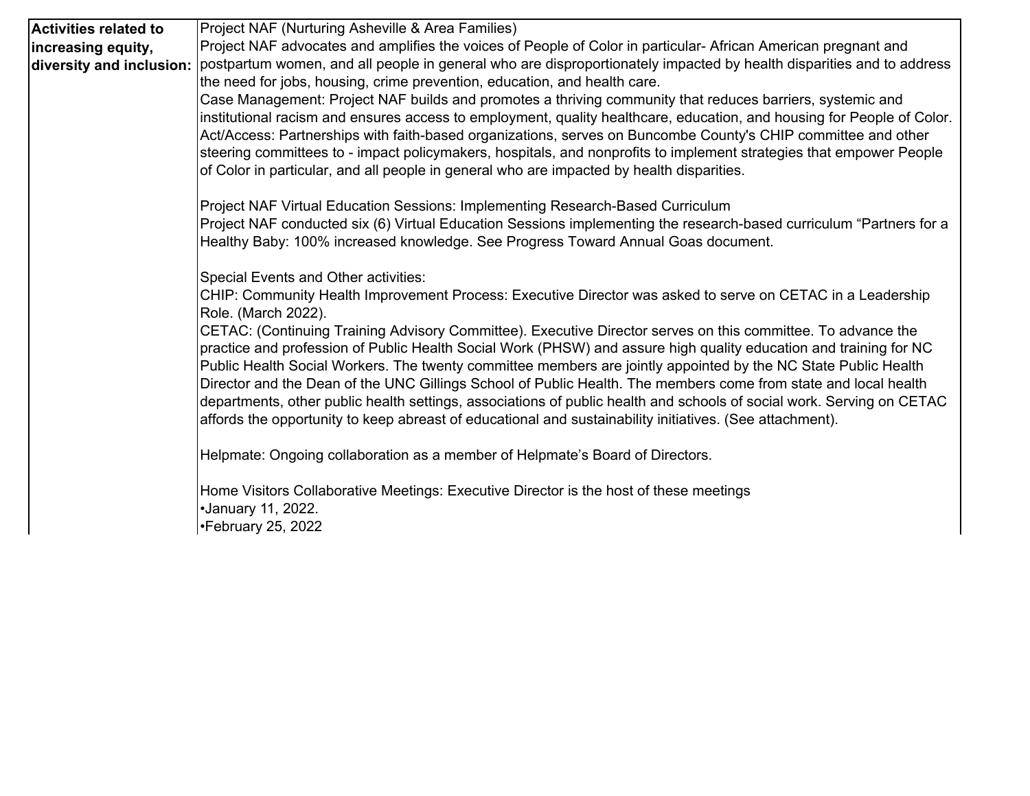| Activities related to increasing equity, diversity and inclusion: | Project NAF (Nurturing Asheville & Area Families)<br>Project NAF advocates and amplifies the voices of People of Color in particular- African American pregnant and postpartum women, and all people in general who are disproportionately impacted by health disparities and to address the need for jobs, housing, crime prevention, education, and health care.<br>Case Management: Project NAF builds and promotes a thriving community that reduces barriers, systemic and institutional racism and ensures access to employment, quality healthcare, education, and housing for People of Color.<br>Act/Access: Partnerships with faith-based organizations, serves on Buncombe County's CHIP committee and other steering committees to - impact policymakers, hospitals, and nonprofits to implement strategies that empower People of Color in particular, and all people in general who are impacted by health disparities.<br><br>Project NAF Virtual Education Sessions: Implementing Research-Based Curriculum<br>Project NAF conducted six (6) Virtual Education Sessions implementing the research-based curriculum "Partners for a Healthy Baby: 100% increased knowledge. See Progress Toward Annual Goas document.<br><br>Special Events and Other activities:<br>CHIP: Community Health Improvement Process: Executive Director was asked to serve on CETAC in a Leadership Role. (March 2022).<br>CETAC: (Continuing Training Advisory Committee). Executive Director serves on this committee. To advance the practice and profession of Public Health Social Work (PHSW) and assure high quality education and training for NC Public Health Social Workers. The twenty committee members are jointly appointed by the NC State Public Health Director and the Dean of the UNC Gillings School of Public Health. The members come from state and local health departments, other public health settings, associations of public health and schools of social work. Serving on CETAC affords the opportunity to keep abreast of educational and sustainability initiatives. (See attachment).<br><br>Helpmate: Ongoing collaboration as a member of Helpmate's Board of Directors.<br><br>Home Visitors Collaborative Meetings: Executive Director is the host of these meetings<br>•January 11, 2022.<br>•February 25, 2022 |
|---|---|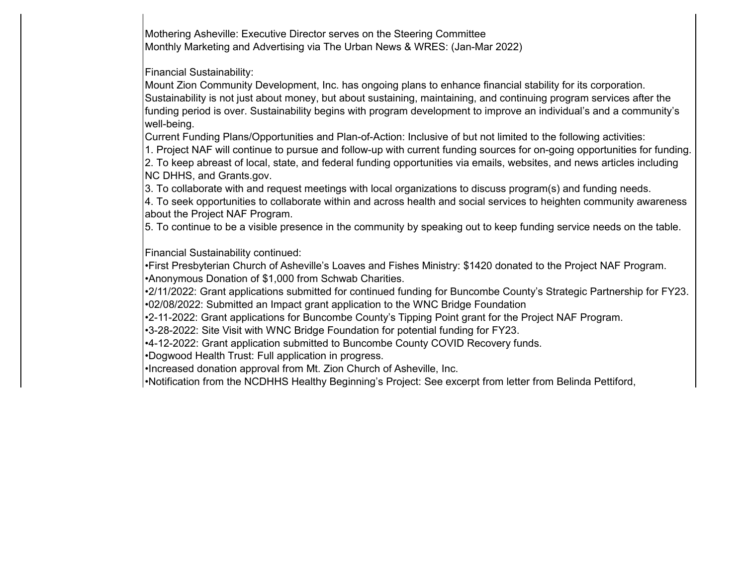Mothering Asheville: Executive Director serves on the Steering Committee
Monthly Marketing and Advertising via The Urban News & WRES: (Jan-Mar 2022)

Financial Sustainability:
Mount Zion Community Development, Inc. has ongoing plans to enhance financial stability for its corporation. Sustainability is not just about money, but about sustaining, maintaining, and continuing program services after the funding period is over. Sustainability begins with program development to improve an individual's and a community's well-being.
Current Funding Plans/Opportunities and Plan-of-Action: Inclusive of but not limited to the following activities:
1. Project NAF will continue to pursue and follow-up with current funding sources for on-going opportunities for funding.
2. To keep abreast of local, state, and federal funding opportunities via emails, websites, and news articles including NC DHHS, and Grants.gov.
3. To collaborate with and request meetings with local organizations to discuss program(s) and funding needs.
4. To seek opportunities to collaborate within and across health and social services to heighten community awareness about the Project NAF Program.
5. To continue to be a visible presence in the community by speaking out to keep funding service needs on the table.

Financial Sustainability continued:
•First Presbyterian Church of Asheville's Loaves and Fishes Ministry: $1420 donated to the Project NAF Program.
•Anonymous Donation of $1,000 from Schwab Charities.
•2/11/2022: Grant applications submitted for continued funding for Buncombe County's Strategic Partnership for FY23.
•02/08/2022: Submitted an Impact grant application to the WNC Bridge Foundation
•2-11-2022: Grant applications for Buncombe County's Tipping Point grant for the Project NAF Program.
•3-28-2022: Site Visit with WNC Bridge Foundation for potential funding for FY23.
•4-12-2022: Grant application submitted to Buncombe County COVID Recovery funds.
•Dogwood Health Trust: Full application in progress.
•Increased donation approval from Mt. Zion Church of Asheville, Inc.
•Notification from the NCDHHS Healthy Beginning's Project: See excerpt from letter from Belinda Pettiford,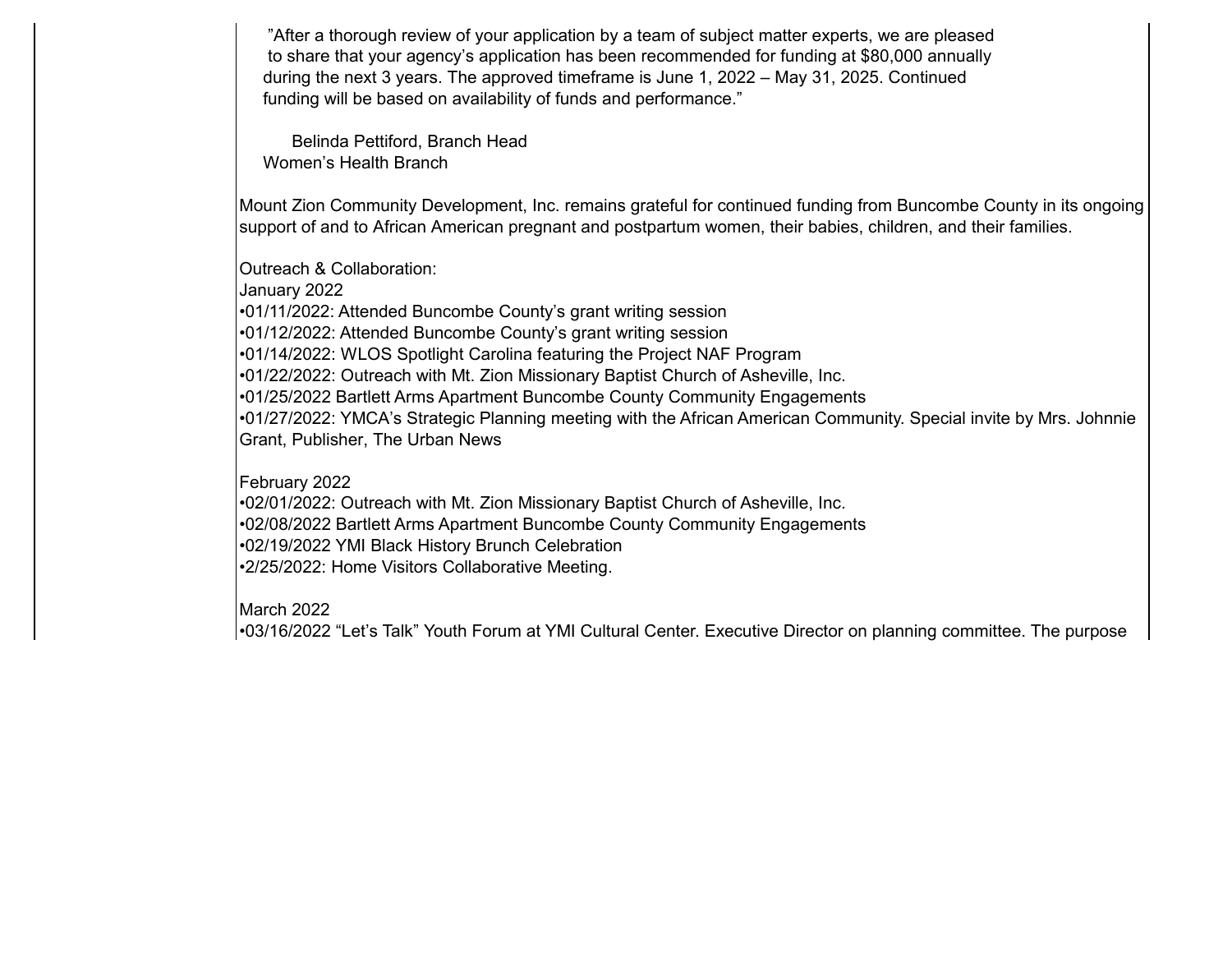"After a thorough review of your application by a team of subject matter experts, we are pleased to share that your agency's application has been recommended for funding at $80,000 annually during the next 3 years. The approved timeframe is June 1, 2022 – May 31, 2025. Continued funding will be based on availability of funds and performance."

Belinda Pettiford, Branch Head
Women's Health Branch

Mount Zion Community Development, Inc. remains grateful for continued funding from Buncombe County in its ongoing support of and to African American pregnant and postpartum women, their babies, children, and their families.

Outreach & Collaboration:

January 2022

- 01/11/2022: Attended Buncombe County's grant writing session
- 01/12/2022: Attended Buncombe County's grant writing session
- 01/14/2022: WLOS Spotlight Carolina featuring the Project NAF Program
- 01/22/2022: Outreach with Mt. Zion Missionary Baptist Church of Asheville, Inc.
- 01/25/2022 Bartlett Arms Apartment Buncombe County Community Engagements
- 01/27/2022: YMCA's Strategic Planning meeting with the African American Community. Special invite by Mrs. Johnnie Grant, Publisher, The Urban News

February 2022

- 02/01/2022: Outreach with Mt. Zion Missionary Baptist Church of Asheville, Inc.
- 02/08/2022 Bartlett Arms Apartment Buncombe County Community Engagements
- 02/19/2022 YMI Black History Brunch Celebration
- 2/25/2022: Home Visitors Collaborative Meeting.

March 2022

- 03/16/2022 "Let's Talk" Youth Forum at YMI Cultural Center. Executive Director on planning committee. The purpose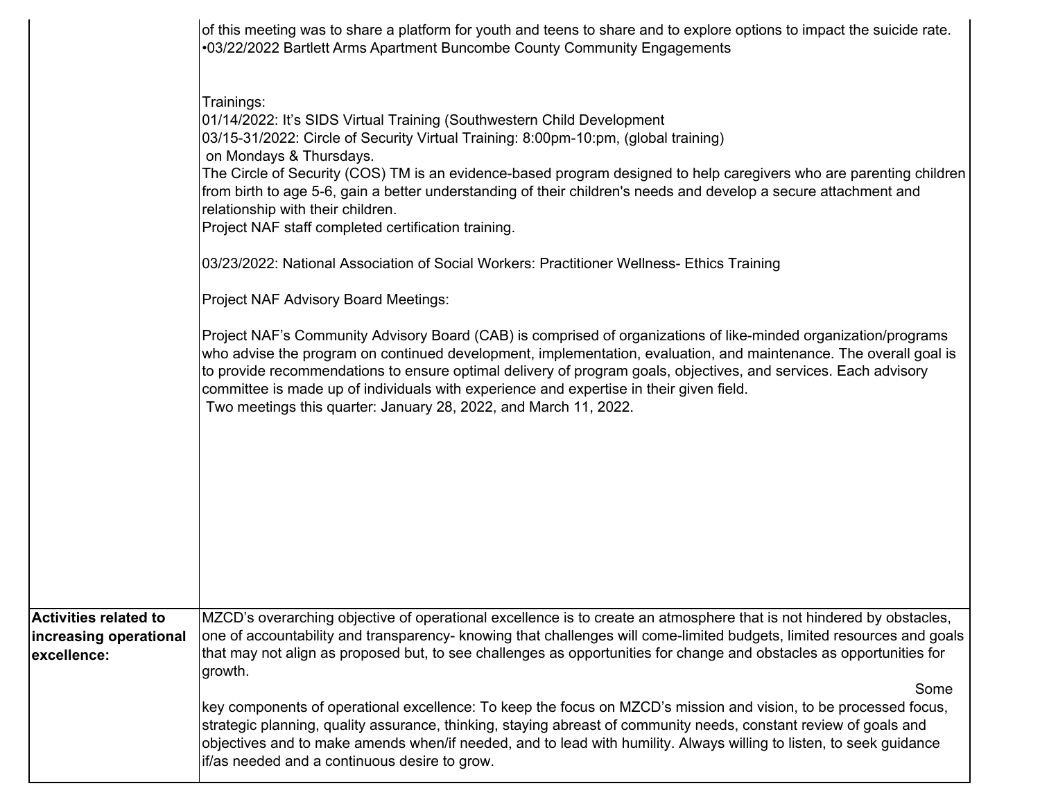| | |
|---|---|
| | of this meeting was to share a platform for youth and teens to share and to explore options to impact the suicide rate.<br>•03/22/2022 Bartlett Arms Apartment Buncombe County Community Engagements<br><br>Trainings:<br>01/14/2022: It's SIDS Virtual Training (Southwestern Child Development<br>03/15-31/2022: Circle of Security Virtual Training: 8:00pm-10:pm, (global training)<br>on Mondays & Thursdays.<br>The Circle of Security (COS) TM is an evidence-based program designed to help caregivers who are parenting children from birth to age 5-6, gain a better understanding of their children's needs and develop a secure attachment and relationship with their children.<br>Project NAF staff completed certification training.<br><br>03/23/2022: National Association of Social Workers: Practitioner Wellness- Ethics Training<br><br>Project NAF Advisory Board Meetings:<br><br>Project NAF's Community Advisory Board (CAB) is comprised of organizations of like-minded organization/programs who advise the program on continued development, implementation, evaluation, and maintenance. The overall goal is to provide recommendations to ensure optimal delivery of program goals, objectives, and services. Each advisory committee is made up of individuals with experience and expertise in their given field.<br>Two meetings this quarter: January 28, 2022, and March 11, 2022. |
| **Activities related to increasing operational excellence:** | MZCD's overarching objective of operational excellence is to create an atmosphere that is not hindered by obstacles, one of accountability and transparency- knowing that challenges will come-limited budgets, limited resources and goals that may not align as proposed but, to see challenges as opportunities for change and obstacles as opportunities for growth.<br>Some key components of operational excellence: To keep the focus on MZCD's mission and vision, to be processed focus, strategic planning, quality assurance, thinking, staying abreast of community needs, constant review of goals and objectives and to make amends when/if needed, and to lead with humility. Always willing to listen, to seek guidance if/as needed and a continuous desire to grow. |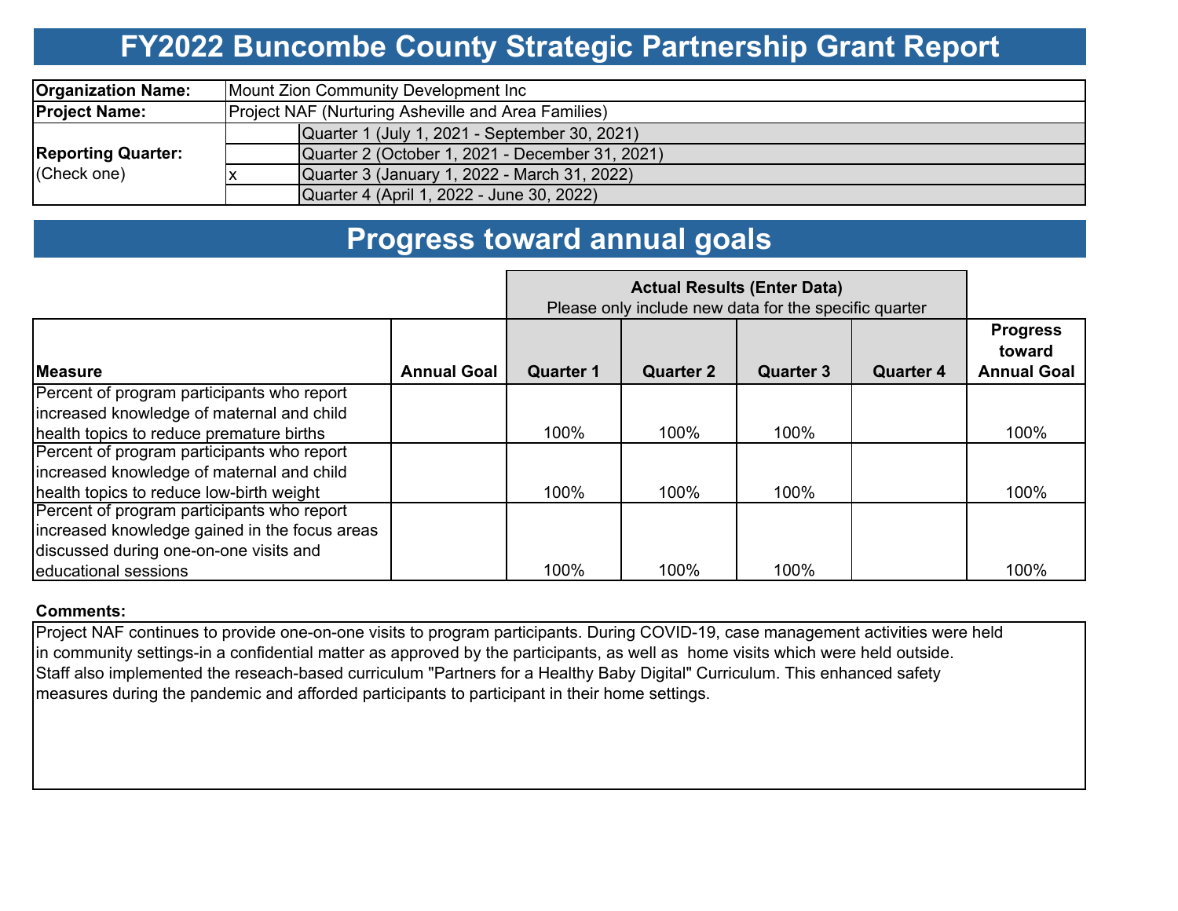# FY2022 Buncombe County Strategic Partnership Grant Report

| | | |
|---|---|---|
| **Organization Name:** | Mount Zion Community Development Inc | |
| **Project Name:** | Project NAF (Nurturing Asheville and Area Families) | |
| **Reporting Quarter:** (Check one) | | Quarter 1 (July 1, 2021 - September 30, 2021) |
| | | Quarter 2 (October 1, 2021 - December 31, 2021) |
| | x | Quarter 3 (January 1, 2022 - March 31, 2022) |
| | | Quarter 4 (April 1, 2022 - June 30, 2022) |

# Progress toward annual goals

| | | **Actual Results (Enter Data)** Please only include new data for the specific quarter | | | | |
|---|---|---|---|---|---|---|
| **Measure** | **Annual Goal** | **Quarter 1** | **Quarter 2** | **Quarter 3** | **Quarter 4** | **Progress toward Annual Goal** |
| Percent of program participants who report increased knowledge of maternal and child health topics to reduce premature births | | 100% | 100% | 100% | | 100% |
| Percent of program participants who report increased knowledge of maternal and child health topics to reduce low-birth weight | | 100% | 100% | 100% | | 100% |
| Percent of program participants who report increased knowledge gained in the focus areas discussed during one-on-one visits and educational sessions | | 100% | 100% | 100% | | 100% |

**Comments:**

Project NAF continues to provide one-on-one visits to program participants. During COVID-19, case management activities were held in community settings-in a confidential matter as approved by the participants, as well as home visits which were held outside. Staff also implemented the reseach-based curriculum "Partners for a Healthy Baby Digital" Curriculum. This enhanced safety measures during the pandemic and afforded participants to participant in their home settings.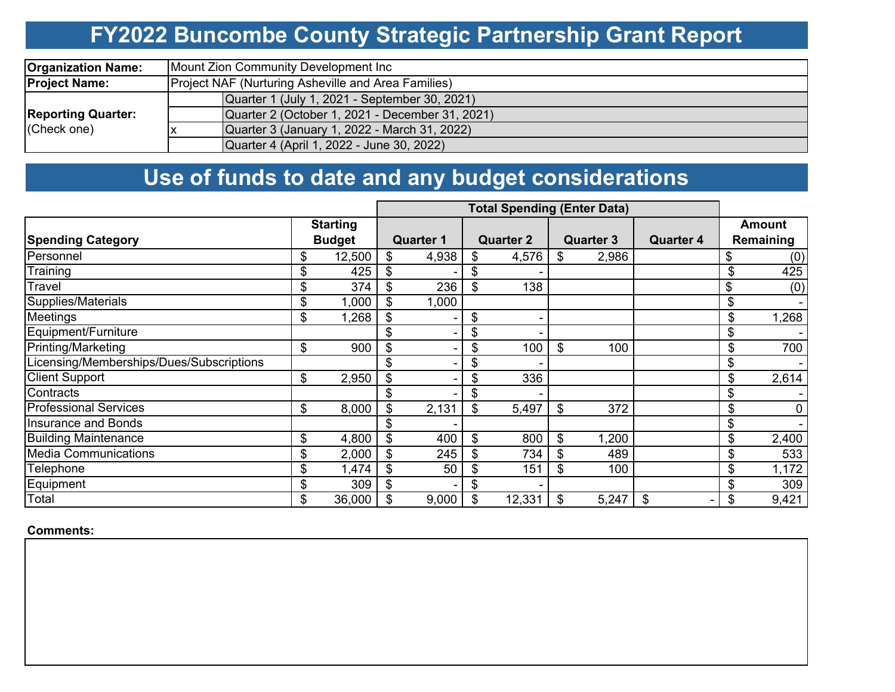# FY2022 Buncombe County Strategic Partnership Grant Report

| | | |
|---|---|---|
| **Organization Name:** | Mount Zion Community Development Inc | |
| **Project Name:** | Project NAF (Nurturing Asheville and Area Families) | |
| **Reporting Quarter:** (Check one) | | Quarter 1 (July 1, 2021 - September 30, 2021) |
| | | Quarter 2 (October 1, 2021 - December 31, 2021) |
| | x | Quarter 3 (January 1, 2022 - March 31, 2022) |
| | | Quarter 4 (April 1, 2022 - June 30, 2022) |

## Use of funds to date and any budget considerations

| | | Total Spending (Enter Data) | | | | |
|---|---|---|---|---|---|---|
| **Spending Category** | **Starting Budget** | **Quarter 1** | **Quarter 2** | **Quarter 3** | **Quarter 4** | **Amount Remaining** |
| Personnel | $ 12,500 | $ 4,938 | $ 4,576 | $ 2,986 | | $ (0) |
| Training | $ 425 | $ - | $ - | | | $ 425 |
| Travel | $ 374 | $ 236 | $ 138 | | | $ (0) |
| Supplies/Materials | $ 1,000 | $ 1,000 | | | | $ - |
| Meetings | $ 1,268 | $ - | $ - | | | $ 1,268 |
| Equipment/Furniture | | $ - | $ - | | | $ - |
| Printing/Marketing | $ 900 | $ - | $ 100 | $ 100 | | $ 700 |
| Licensing/Memberships/Dues/Subscriptions | | $ - | $ - | | | $ - |
| Client Support | $ 2,950 | $ - | $ 336 | | | $ 2,614 |
| Contracts | | $ - | $ - | | | $ - |
| Professional Services | $ 8,000 | $ 2,131 | $ 5,497 | $ 372 | | $ 0 |
| Insurance and Bonds | | $ - | | | | $ - |
| Building Maintenance | $ 4,800 | $ 400 | $ 800 | $ 1,200 | | $ 2,400 |
| Media Communications | $ 2,000 | $ 245 | $ 734 | $ 489 | | $ 533 |
| Telephone | $ 1,474 | $ 50 | $ 151 | $ 100 | | $ 1,172 |
| Equipment | $ 309 | $ - | $ - | | | $ 309 |
| Total | $ 36,000 | $ 9,000 | $ 12,331 | $ 5,247 | $ - | $ 9,421 |

**Comments:**